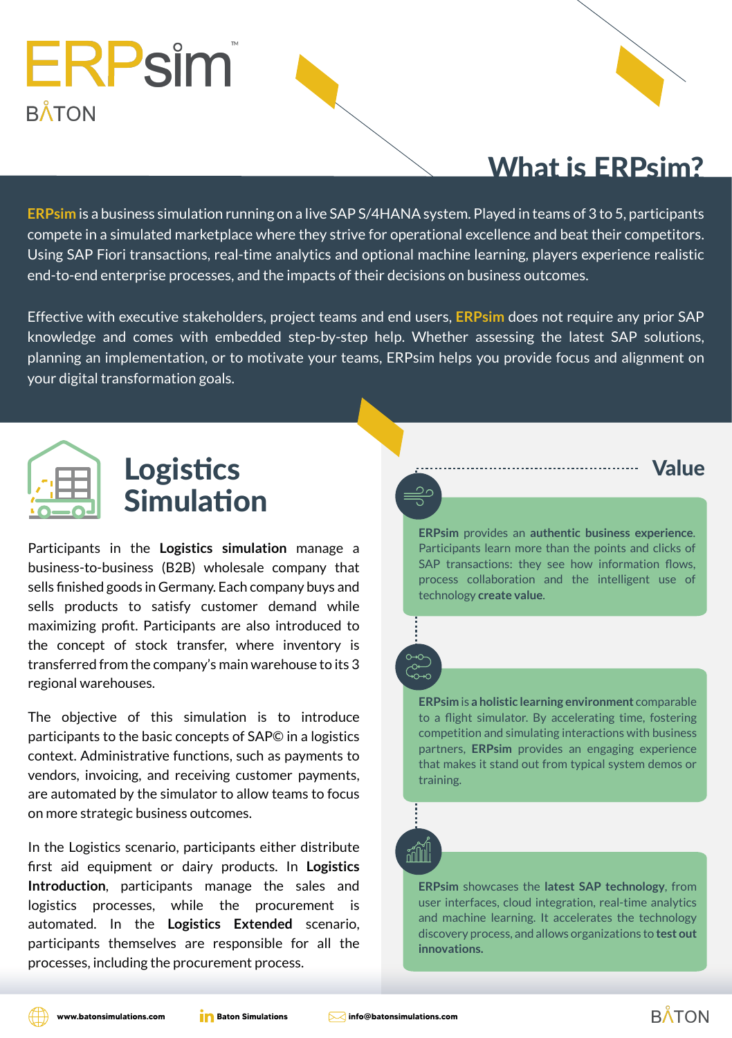# ERPsim™

BATON

## What is ERPsim?

**ERPsim** is a business simulation running on a live SAP S/4HANA system. Played in teams of 3 to 5, participants compete in a simulated marketplace where they strive for operational excellence and beat their competitors. Using SAP Fiori transactions, real-time analytics and optional machine learning, players experience realistic end-to-end enterprise processes, and the impacts of their decisions on business outcomes.

Effective with executive stakeholders, project teams and end users, **ERPsim** does not require any prior SAP knowledge and comes with embedded step-by-step help. Whether assessing the latest SAP solutions, planning an implementation, or to motivate your teams, ERPsim helps you provide focus and alignment on your digital transformation goals.

## Logistics Simulation

Participants in the **Logistics simulation** manage a business-to-business (B2B) wholesale company that sells finished goods in Germany. Each company buys and sells products to satisfy customer demand while maximizing profit. Participants are also introduced to the concept of stock transfer, where inventory is transferred from the company's main warehouse to its 3 regional warehouses.

The objective of this simulation is to introduce participants to the basic concepts of SAP© in a logistics context. Administrative functions, such as payments to vendors, invoicing, and receiving customer payments, are automated by the simulator to allow teams to focus on more strategic business outcomes.

In the Logistics scenario, participants either distribute first aid equipment or dairy products. In **Logistics Introduction**, participants manage the sales and logistics processes, while the procurement is automated. In the **Logistics Extended** scenario, participants themselves are responsible for all the processes, including the procurement process.

## Value

**ERPsim** provides an **authentic business experience**. Participants learn more than the points and clicks of SAP transactions: they see how information flows, process collaboration and the intelligent use of technology **create value**.

**ERPsim** is **a holistic learning environment** comparable to a flight simulator. By accelerating time, fostering competition and simulating interactions with business partners, **ERPsim** provides an engaging experience that makes it stand out from typical system demos or training.

**ERPsim** showcases the **latest SAP technology**, from user interfaces, cloud integration, real-time analytics and machine learning. It accelerates the technology discovery process, and allows organizations to **test out innovations.**

www.batonsimulations.com | Baton Simulations | info@batonsimulations.com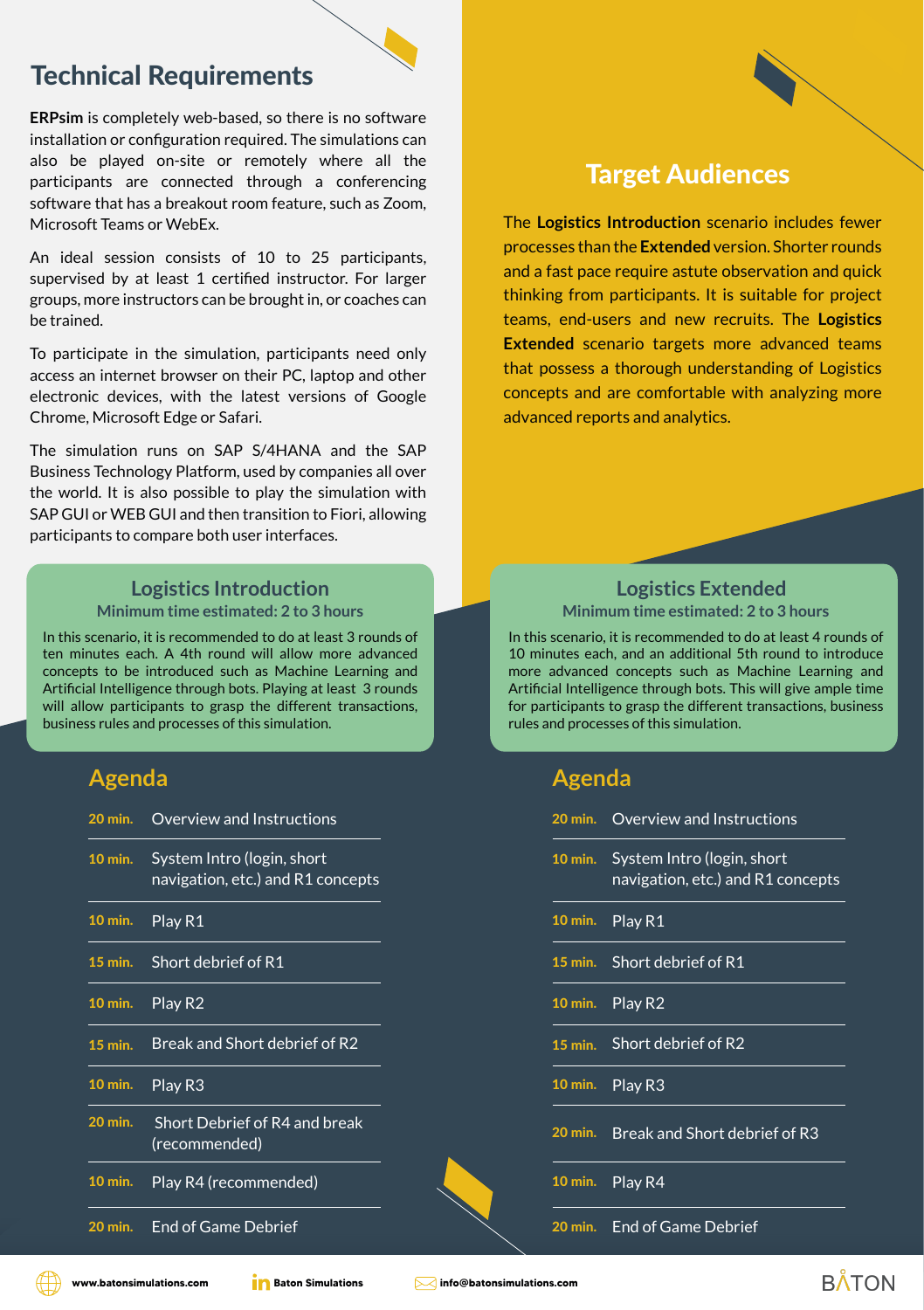## Technical Requirements

**ERPsim** is completely web-based, so there is no software installation or configuration required. The simulations can also be played on-site or remotely where all the participants are connected through a conferencing software that has a breakout room feature, such as Zoom, Microsoft Teams or WebEx.

An ideal session consists of 10 to 25 participants, supervised by at least 1 certified instructor. For larger groups, more instructors can be brought in, or coaches can be trained.

To participate in the simulation, participants need only access an internet browser on their PC, laptop and other electronic devices, with the latest versions of Google Chrome, Microsoft Edge or Safari.

The simulation runs on SAP S/4HANA and the SAP Business Technology Platform, used by companies all over the world. It is also possible to play the simulation with SAP GUI or WEB GUI and then transition to Fiori, allowing participants to compare both user interfaces.

## Target Audiences

The **Logistics Introduction** scenario includes fewer processes than the **Extended** version. Shorter rounds and a fast pace require astute observation and quick thinking from participants. It is suitable for project teams, end-users and new recruits. The **Logistics Extended** scenario targets more advanced teams that possess a thorough understanding of Logistics concepts and are comfortable with analyzing more advanced reports and analytics.

### Logistics Introduction

**Minimum time estimated: 2 to 3 hours**

In this scenario, it is recommended to do at least 3 rounds of ten minutes each. A 4th round will allow more advanced concepts to be introduced such as Machine Learning and Artificial Intelligence through bots. Playing at least 3 rounds will allow participants to grasp the different transactions, business rules and processes of this simulation.

#### Agenda

| | |
|---|---|
| 20 min. | Overview and Instructions |
| 10 min. | System Intro (login, short navigation, etc.) and R1 concepts |
| 10 min. | Play R1 |
| 15 min. | Short debrief of R1 |
| 10 min. | Play R2 |
| 15 min. | Break and Short debrief of R2 |
| 10 min. | Play R3 |
| 20 min. | Short Debrief of R4 and break (recommended) |
| 10 min. | Play R4 (recommended) |
| 20 min. | End of Game Debrief |

### Logistics Extended

**Minimum time estimated: 2 to 3 hours**

In this scenario, it is recommended to do at least 4 rounds of 10 minutes each, and an additional 5th round to introduce more advanced concepts such as Machine Learning and Artificial Intelligence through bots. This will give ample time for participants to grasp the different transactions, business rules and processes of this simulation.

#### Agenda

| | |
|---|---|
| 20 min. | Overview and Instructions |
| 10 min. | System Intro (login, short navigation, etc.) and R1 concepts |
| 10 min. | Play R1 |
| 15 min. | Short debrief of R1 |
| 10 min. | Play R2 |
| 15 min. | Short debrief of R2 |
| 10 min. | Play R3 |
| 20 min. | Break and Short debrief of R3 |
| 10 min. | Play R4 |
| 20 min. | End of Game Debrief |

www.batonsimulations.com | Baton Simulations | info@batonsimulations.com

BATON